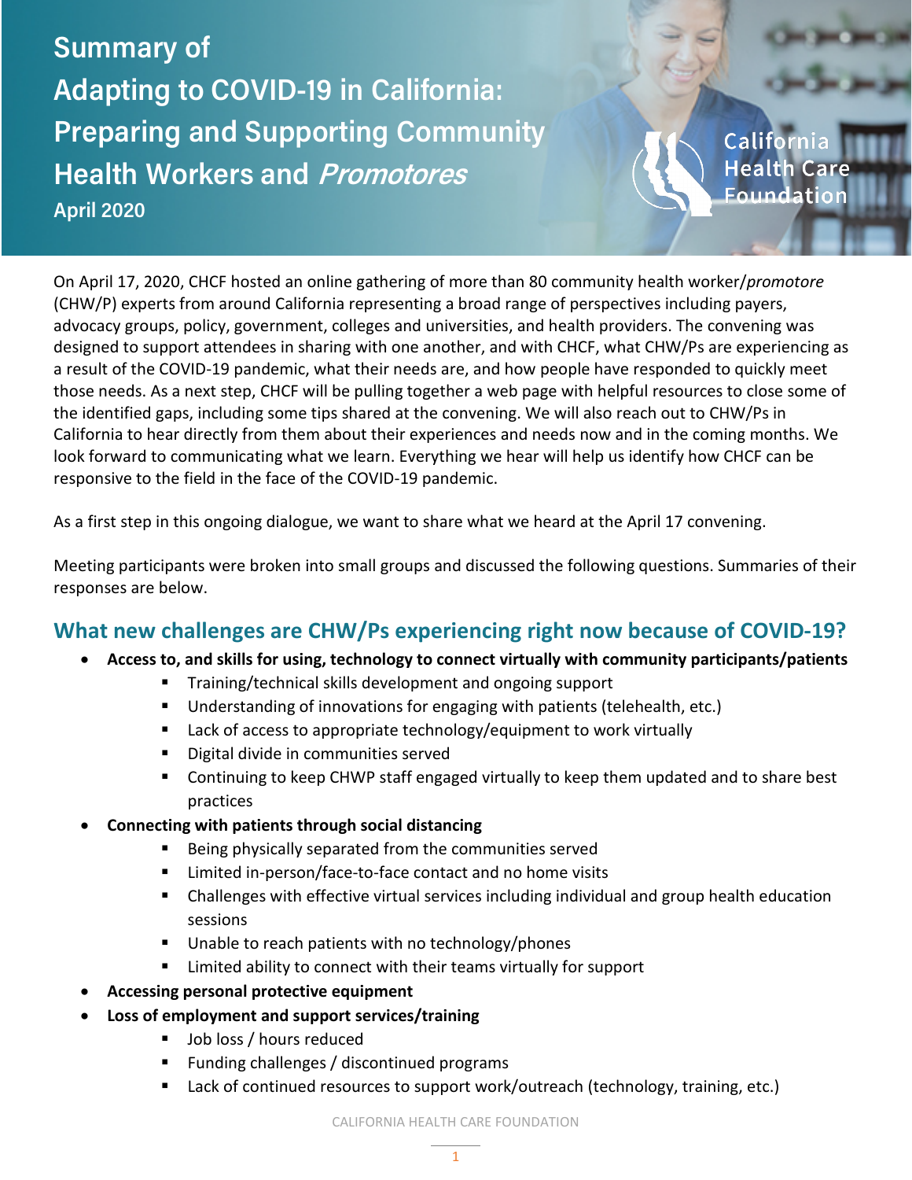# Summary of Adapting to COVID-19 in California: Preparing and Supporting Community Health Workers and *Promotores*

**April 2020**

California Health Care Foundation

On April 17, 2020, CHCF hosted an online gathering of more than 80 community health worker/*promotore* (CHW/P) experts from around California representing a broad range of perspectives including payers, advocacy groups, policy, government, colleges and universities, and health providers. The convening was designed to support attendees in sharing with one another, and with CHCF, what CHW/Ps are experiencing as a result of the COVID-19 pandemic, what their needs are, and how people have responded to quickly meet those needs. As a next step, CHCF will be pulling together a web page with helpful resources to close some of the identified gaps, including some tips shared at the convening. We will also reach out to CHW/Ps in California to hear directly from them about their experiences and needs now and in the coming months. We look forward to communicating what we learn. Everything we hear will help us identify how CHCF can be responsive to the field in the face of the COVID-19 pandemic.

As a first step in this ongoing dialogue, we want to share what we heard at the April 17 convening.

Meeting participants were broken into small groups and discussed the following questions. Summaries of their responses are below.

## What new challenges are CHW/Ps experiencing right now because of COVID-19?

- **Access to, and skills for using, technology to connect virtually with community participants/patients**
  - Training/technical skills development and ongoing support
  - Understanding of innovations for engaging with patients (telehealth, etc.)
  - Lack of access to appropriate technology/equipment to work virtually
  - Digital divide in communities served
  - Continuing to keep CHWP staff engaged virtually to keep them updated and to share best practices
- **Connecting with patients through social distancing**
  - Being physically separated from the communities served
  - Limited in-person/face-to-face contact and no home visits
  - Challenges with effective virtual services including individual and group health education sessions
  - Unable to reach patients with no technology/phones
  - Limited ability to connect with their teams virtually for support
- **Accessing personal protective equipment**
- **Loss of employment and support services/training**
  - Job loss / hours reduced
  - Funding challenges / discontinued programs
  - Lack of continued resources to support work/outreach (technology, training, etc.)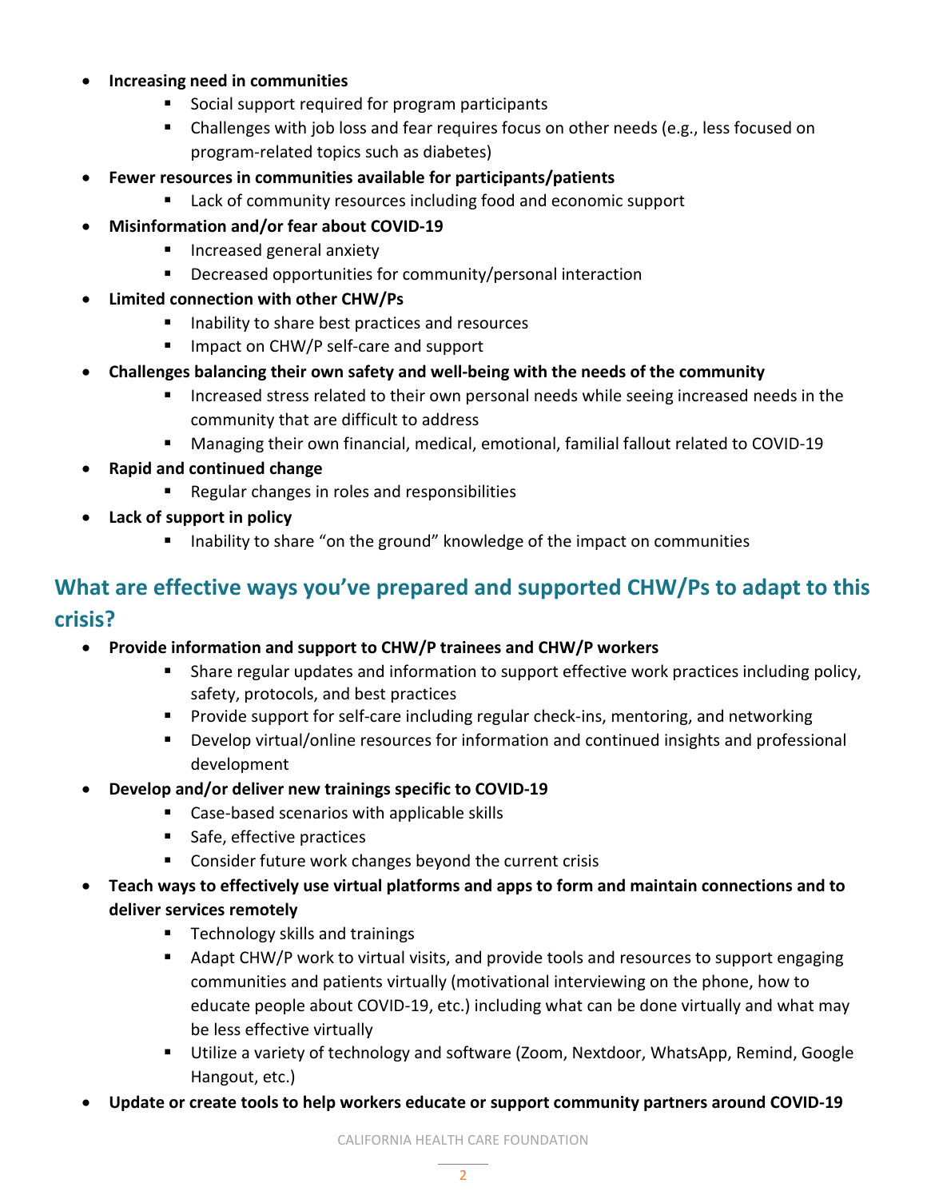- **Increasing need in communities**
  - Social support required for program participants
  - Challenges with job loss and fear requires focus on other needs (e.g., less focused on program-related topics such as diabetes)
- **Fewer resources in communities available for participants/patients**
  - Lack of community resources including food and economic support
- **Misinformation and/or fear about COVID-19**
  - Increased general anxiety
  - Decreased opportunities for community/personal interaction
- **Limited connection with other CHW/Ps**
  - Inability to share best practices and resources
  - Impact on CHW/P self-care and support
- **Challenges balancing their own safety and well-being with the needs of the community**
  - Increased stress related to their own personal needs while seeing increased needs in the community that are difficult to address
  - Managing their own financial, medical, emotional, familial fallout related to COVID-19
- **Rapid and continued change**
  - Regular changes in roles and responsibilities
- **Lack of support in policy**
  - Inability to share "on the ground" knowledge of the impact on communities

## What are effective ways you've prepared and supported CHW/Ps to adapt to this crisis?

- **Provide information and support to CHW/P trainees and CHW/P workers**
  - Share regular updates and information to support effective work practices including policy, safety, protocols, and best practices
  - Provide support for self-care including regular check-ins, mentoring, and networking
  - Develop virtual/online resources for information and continued insights and professional development
- **Develop and/or deliver new trainings specific to COVID-19**
  - Case-based scenarios with applicable skills
  - Safe, effective practices
  - Consider future work changes beyond the current crisis
- **Teach ways to effectively use virtual platforms and apps to form and maintain connections and to deliver services remotely**
  - Technology skills and trainings
  - Adapt CHW/P work to virtual visits, and provide tools and resources to support engaging communities and patients virtually (motivational interviewing on the phone, how to educate people about COVID-19, etc.) including what can be done virtually and what may be less effective virtually
  - Utilize a variety of technology and software (Zoom, Nextdoor, WhatsApp, Remind, Google Hangout, etc.)
- **Update or create tools to help workers educate or support community partners around COVID-19**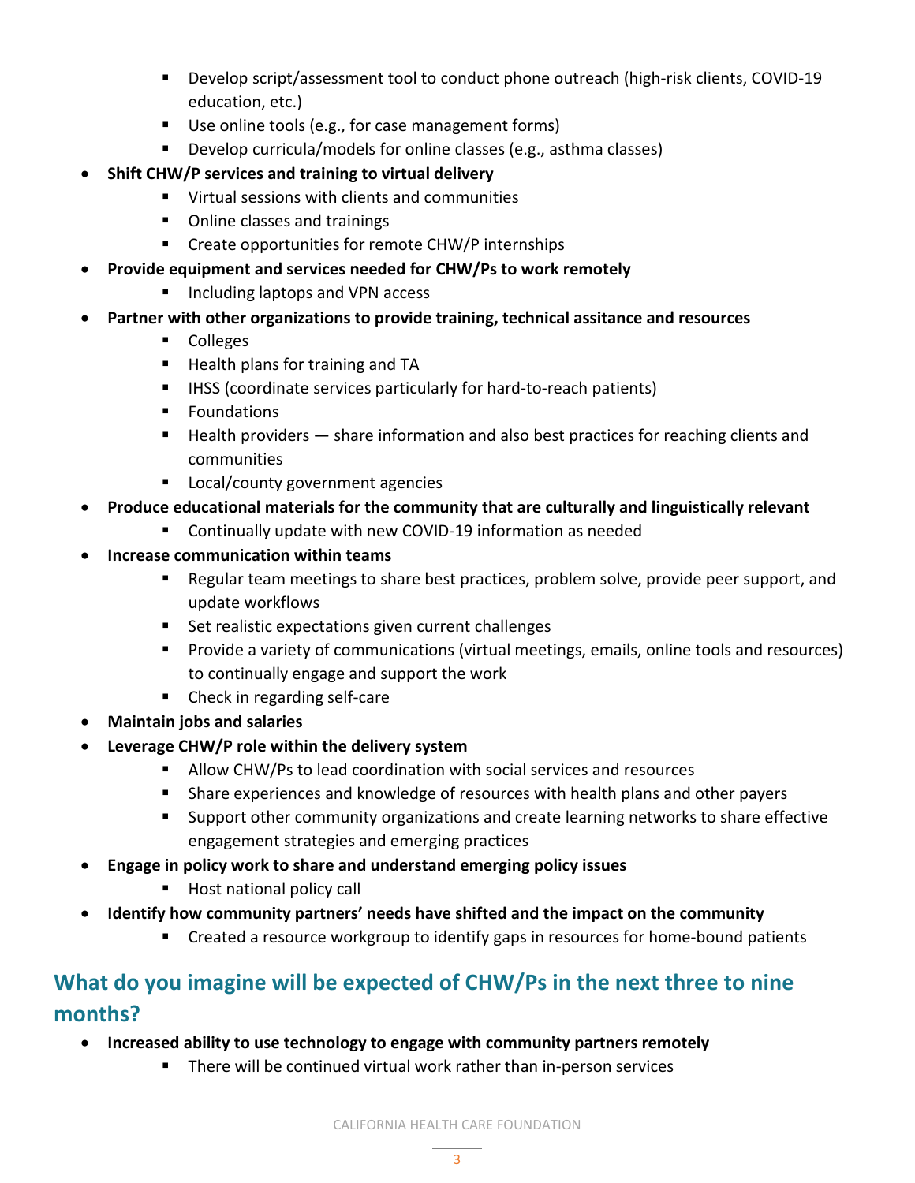- Develop script/assessment tool to conduct phone outreach (high-risk clients, COVID-19 education, etc.)
    - Use online tools (e.g., for case management forms)
    - Develop curricula/models for online classes (e.g., asthma classes)
- **Shift CHW/P services and training to virtual delivery**
    - Virtual sessions with clients and communities
    - Online classes and trainings
    - Create opportunities for remote CHW/P internships
- **Provide equipment and services needed for CHW/Ps to work remotely**
    - Including laptops and VPN access
- **Partner with other organizations to provide training, technical assitance and resources**
    - Colleges
    - Health plans for training and TA
    - IHSS (coordinate services particularly for hard-to-reach patients)
    - Foundations
    - Health providers — share information and also best practices for reaching clients and communities
    - Local/county government agencies
- **Produce educational materials for the community that are culturally and linguistically relevant**
    - Continually update with new COVID-19 information as needed
- **Increase communication within teams**
    - Regular team meetings to share best practices, problem solve, provide peer support, and update workflows
    - Set realistic expectations given current challenges
    - Provide a variety of communications (virtual meetings, emails, online tools and resources) to continually engage and support the work
    - Check in regarding self-care
- **Maintain jobs and salaries**
- **Leverage CHW/P role within the delivery system**
    - Allow CHW/Ps to lead coordination with social services and resources
    - Share experiences and knowledge of resources with health plans and other payers
    - Support other community organizations and create learning networks to share effective engagement strategies and emerging practices
- **Engage in policy work to share and understand emerging policy issues**
    - Host national policy call
- **Identify how community partners' needs have shifted and the impact on the community**
    - Created a resource workgroup to identify gaps in resources for home-bound patients

## What do you imagine will be expected of CHW/Ps in the next three to nine months?

- **Increased ability to use technology to engage with community partners remotely**
    - There will be continued virtual work rather than in-person services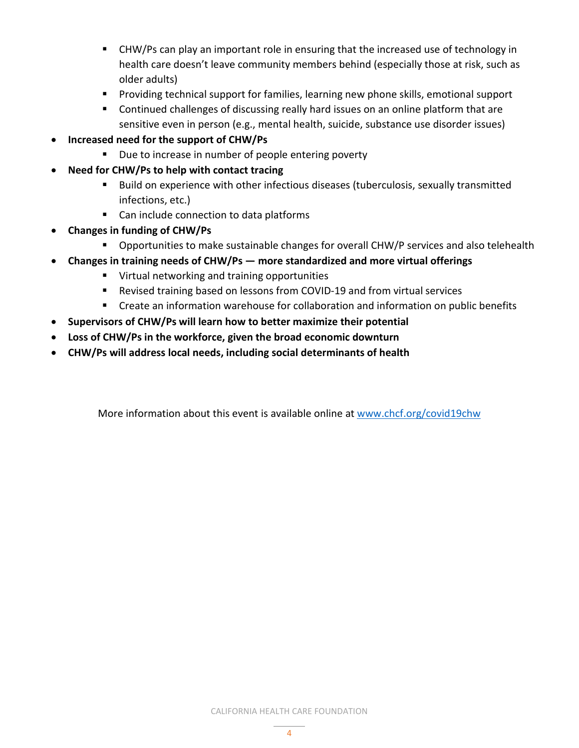- CHW/Ps can play an important role in ensuring that the increased use of technology in health care doesn't leave community members behind (especially those at risk, such as older adults)
    - Providing technical support for families, learning new phone skills, emotional support
    - Continued challenges of discussing really hard issues on an online platform that are sensitive even in person (e.g., mental health, suicide, substance use disorder issues)
- **Increased need for the support of CHW/Ps**
    - Due to increase in number of people entering poverty
- **Need for CHW/Ps to help with contact tracing**
    - Build on experience with other infectious diseases (tuberculosis, sexually transmitted infections, etc.)
    - Can include connection to data platforms
- **Changes in funding of CHW/Ps**
    - Opportunities to make sustainable changes for overall CHW/P services and also telehealth
- **Changes in training needs of CHW/Ps — more standardized and more virtual offerings**
    - Virtual networking and training opportunities
    - Revised training based on lessons from COVID-19 and from virtual services
    - Create an information warehouse for collaboration and information on public benefits
- **Supervisors of CHW/Ps will learn how to better maximize their potential**
- **Loss of CHW/Ps in the workforce, given the broad economic downturn**
- **CHW/Ps will address local needs, including social determinants of health**

More information about this event is available online at [www.chcf.org/covid19chw](http://www.chcf.org/covid19chw)